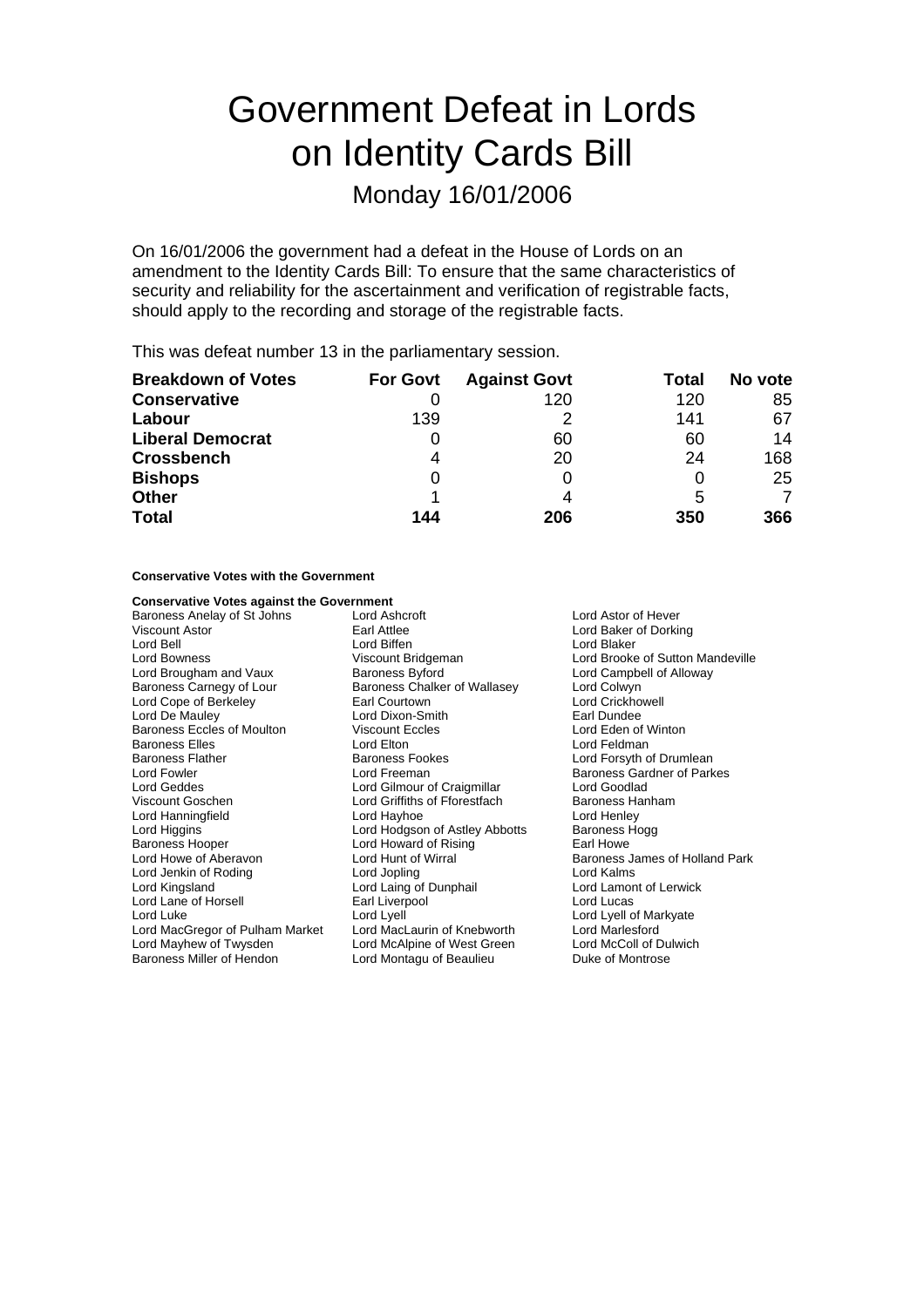# Government Defeat in Lords on Identity Cards Bill

## Monday 16/01/2006

On 16/01/2006 the government had a defeat in the House of Lords on an amendment to the Identity Cards Bill: To ensure that the same characteristics of security and reliability for the ascertainment and verification of registrable facts, should apply to the recording and storage of the registrable facts.

This was defeat number 13 in the parliamentary session.

| **Breakdown of Votes** | **For Govt** | **Against Govt** | **Total** | **No vote** |
|---|---|---|---|---|
| **Conservative** | 0 | 120 | 120 | 85 |
| **Labour** | 139 | 2 | 141 | 67 |
| **Liberal Democrat** | 0 | 60 | 60 | 14 |
| **Crossbench** | 4 | 20 | 24 | 168 |
| **Bishops** | 0 | 0 | 0 | 25 |
| **Other** | 1 | 4 | 5 | 7 |
| **Total** | **144** | **206** | **350** | **366** |

**Conservative Votes with the Government**

**Conservative Votes against the Government**

Baroness Anelay of St Johns
Lord Ashcroft
Lord Astor of Hever
Viscount Astor
Earl Attlee
Lord Baker of Dorking
Lord Bell
Lord Biffen
Lord Blaker
Lord Bowness
Viscount Bridgeman
Lord Brooke of Sutton Mandeville
Lord Brougham and Vaux
Baroness Byford
Lord Campbell of Alloway
Baroness Carnegy of Lour
Baroness Chalker of Wallasey
Lord Colwyn
Lord Cope of Berkeley
Earl Courtown
Lord Crickhowell
Lord De Mauley
Lord Dixon-Smith
Earl Dundee
Baroness Eccles of Moulton
Viscount Eccles
Lord Eden of Winton
Baroness Elles
Lord Elton
Lord Feldman
Baroness Flather
Baroness Fookes
Lord Forsyth of Drumlean
Lord Fowler
Lord Freeman
Baroness Gardner of Parkes
Lord Geddes
Lord Gilmour of Craigmillar
Lord Goodlad
Viscount Goschen
Lord Griffiths of Fforestfach
Baroness Hanham
Lord Hanningfield
Lord Hayhoe
Lord Henley
Lord Higgins
Lord Hodgson of Astley Abbotts
Baroness Hogg
Baroness Hooper
Lord Howard of Rising
Earl Howe
Lord Howe of Aberavon
Lord Hunt of Wirral
Baroness James of Holland Park
Lord Jenkin of Roding
Lord Jopling
Lord Kalms
Lord Kingsland
Lord Laing of Dunphail
Lord Lamont of Lerwick
Lord Lane of Horsell
Earl Liverpool
Lord Lucas
Lord Luke
Lord Lyell
Lord Lyell of Markyate
Lord MacGregor of Pulham Market
Lord MacLaurin of Knebworth
Lord Marlesford
Lord Mayhew of Twysden
Lord McAlpine of West Green
Lord McColl of Dulwich
Baroness Miller of Hendon
Lord Montagu of Beaulieu
Duke of Montrose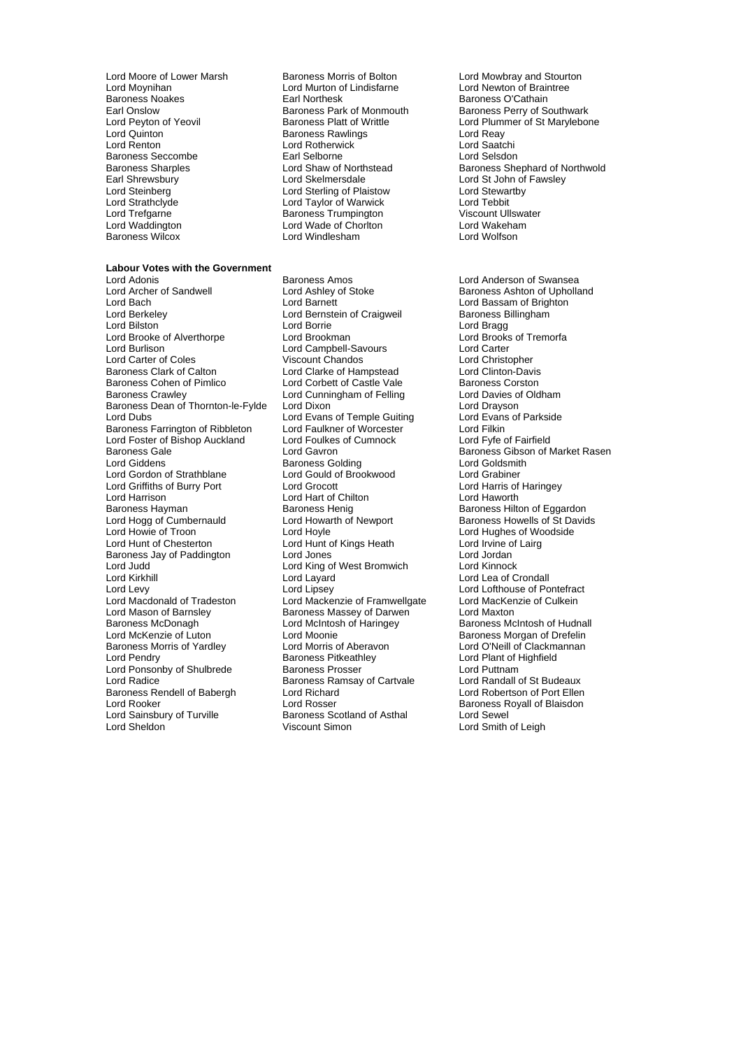Lord Moore of Lower Marsh
Baroness Morris of Bolton
Lord Mowbray and Stourton
Lord Moynihan
Lord Murton of Lindisfarne
Lord Newton of Braintree
Baroness Noakes
Earl Northesk
Baroness O'Cathain
Earl Onslow
Baroness Park of Monmouth
Baroness Perry of Southwark
Lord Peyton of Yeovil
Baroness Platt of Writtle
Lord Plummer of St Marylebone
Lord Quinton
Baroness Rawlings
Lord Reay
Lord Renton
Lord Rotherwick
Lord Saatchi
Baroness Seccombe
Earl Selborne
Lord Selsdon
Baroness Sharples
Lord Shaw of Northstead
Baroness Shephard of Northwold
Earl Shrewsbury
Lord Skelmersdale
Lord St John of Fawsley
Lord Steinberg
Lord Sterling of Plaistow
Lord Stewartby
Lord Strathclyde
Lord Taylor of Warwick
Lord Tebbit
Lord Trefgarne
Baroness Trumpington
Viscount Ullswater
Lord Waddington
Lord Wade of Chorlton
Lord Wakeham
Baroness Wilcox
Lord Windlesham
Lord Wolfson

**Labour Votes with the Government**

Lord Adonis
Baroness Amos
Lord Anderson of Swansea
Lord Archer of Sandwell
Lord Ashley of Stoke
Baroness Ashton of Upholland
Lord Bach
Lord Barnett
Lord Bassam of Brighton
Lord Berkeley
Lord Bernstein of Craigweil
Baroness Billingham
Lord Bilston
Lord Borrie
Lord Bragg
Lord Brooke of Alverthorpe
Lord Brookman
Lord Brooks of Tremorfa
Lord Burlison
Lord Campbell-Savours
Lord Carter
Lord Carter of Coles
Viscount Chandos
Lord Christopher
Baroness Clark of Calton
Lord Clarke of Hampstead
Lord Clinton-Davis
Baroness Cohen of Pimlico
Lord Corbett of Castle Vale
Baroness Corston
Baroness Crawley
Lord Cunningham of Felling
Lord Davies of Oldham
Baroness Dean of Thornton-le-Fylde
Lord Dixon
Lord Drayson
Lord Dubs
Lord Evans of Temple Guiting
Lord Evans of Parkside
Baroness Farrington of Ribbleton
Lord Faulkner of Worcester
Lord Filkin
Lord Foster of Bishop Auckland
Lord Foulkes of Cumnock
Lord Fyfe of Fairfield
Baroness Gale
Lord Gavron
Baroness Gibson of Market Rasen
Lord Giddens
Baroness Golding
Lord Goldsmith
Lord Gordon of Strathblane
Lord Gould of Brookwood
Lord Grabiner
Lord Griffiths of Burry Port
Lord Grocott
Lord Harris of Haringey
Lord Harrison
Lord Hart of Chilton
Lord Haworth
Baroness Hayman
Baroness Henig
Baroness Hilton of Eggardon
Lord Hogg of Cumbernauld
Lord Howarth of Newport
Baroness Howells of St Davids
Lord Howie of Troon
Lord Hoyle
Lord Hughes of Woodside
Lord Hunt of Chesterton
Lord Hunt of Kings Heath
Lord Irvine of Lairg
Baroness Jay of Paddington
Lord Jones
Lord Jordan
Lord Judd
Lord King of West Bromwich
Lord Kinnock
Lord Kirkhill
Lord Layard
Lord Lea of Crondall
Lord Levy
Lord Lipsey
Lord Lofthouse of Pontefract
Lord Macdonald of Tradeston
Lord Mackenzie of Framwellgate
Lord MacKenzie of Culkein
Lord Mason of Barnsley
Baroness Massey of Darwen
Lord Maxton
Baroness McDonagh
Lord McIntosh of Haringey
Baroness McIntosh of Hudnall
Lord McKenzie of Luton
Lord Moonie
Baroness Morgan of Drefelin
Baroness Morris of Yardley
Lord Morris of Aberavon
Lord O'Neill of Clackmannan
Lord Pendry
Baroness Pitkeathley
Lord Plant of Highfield
Lord Ponsonby of Shulbrede
Baroness Prosser
Lord Puttnam
Lord Radice
Baroness Ramsay of Cartvale
Lord Randall of St Budeaux
Baroness Rendell of Babergh
Lord Richard
Lord Robertson of Port Ellen
Lord Rooker
Lord Rosser
Baroness Royall of Blaisdon
Lord Sainsbury of Turville
Baroness Scotland of Asthal
Lord Sewel
Lord Sheldon
Viscount Simon
Lord Smith of Leigh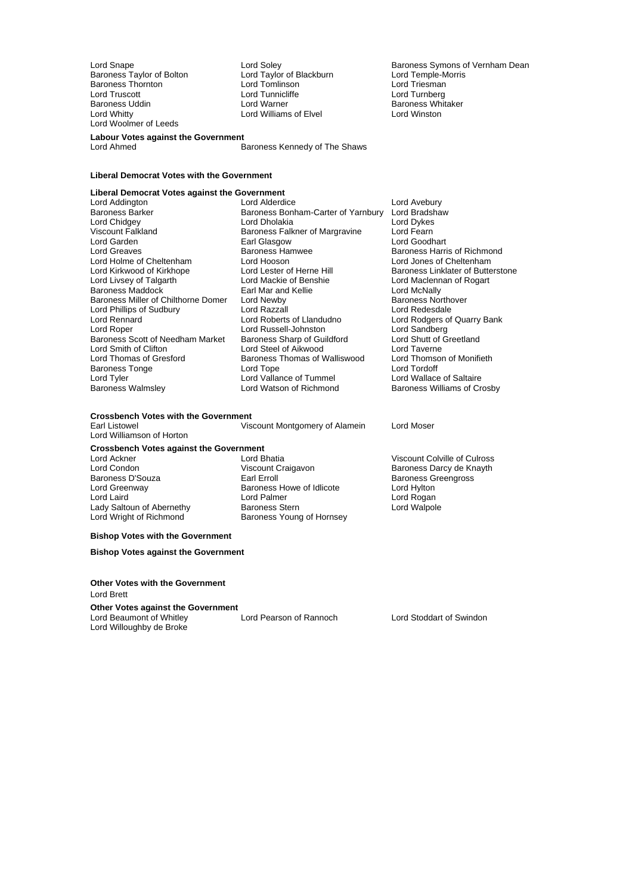Lord Snape
Lord Soley
Baroness Symons of Vernham Dean
Baroness Taylor of Bolton
Lord Taylor of Blackburn
Lord Temple-Morris
Baroness Thornton
Lord Tomlinson
Lord Triesman
Lord Truscott
Lord Tunnicliffe
Lord Turnberg
Baroness Uddin
Lord Warner
Baroness Whitaker
Lord Whitty
Lord Williams of Elvel
Lord Winston
Lord Woolmer of Leeds

**Labour Votes against the Government**

Lord Ahmed
Baroness Kennedy of The Shaws

**Liberal Democrat Votes with the Government**

**Liberal Democrat Votes against the Government**

Lord Addington
Lord Alderdice
Lord Avebury
Baroness Barker
Baroness Bonham-Carter of Yarnbury
Lord Bradshaw
Lord Chidgey
Lord Dholakia
Lord Dykes
Viscount Falkland
Baroness Falkner of Margravine
Lord Fearn
Lord Garden
Earl Glasgow
Lord Goodhart
Lord Greaves
Baroness Hamwee
Baroness Harris of Richmond
Lord Holme of Cheltenham
Lord Hooson
Lord Jones of Cheltenham
Lord Kirkwood of Kirkhope
Lord Lester of Herne Hill
Baroness Linklater of Butterstone
Lord Livsey of Talgarth
Lord Mackie of Benshie
Lord Maclennan of Rogart
Baroness Maddock
Earl Mar and Kellie
Lord McNally
Baroness Miller of Chilthorne Domer
Lord Newby
Baroness Northover
Lord Phillips of Sudbury
Lord Razzall
Lord Redesdale
Lord Rennard
Lord Roberts of Llandudno
Lord Rodgers of Quarry Bank
Lord Roper
Lord Russell-Johnston
Lord Sandberg
Baroness Scott of Needham Market
Baroness Sharp of Guildford
Lord Shutt of Greetland
Lord Smith of Clifton
Lord Steel of Aikwood
Lord Taverne
Lord Thomas of Gresford
Baroness Thomas of Walliswood
Lord Thomson of Monifieth
Baroness Tonge
Lord Tope
Lord Tordoff
Lord Tyler
Lord Vallance of Tummel
Lord Wallace of Saltaire
Baroness Walmsley
Lord Watson of Richmond
Baroness Williams of Crosby

**Crossbench Votes with the Government**

Earl Listowel
Viscount Montgomery of Alamein
Lord Moser
Lord Williamson of Horton

**Crossbench Votes against the Government**

Lord Ackner
Lord Bhatia
Viscount Colville of Culross
Lord Condon
Viscount Craigavon
Baroness Darcy de Knayth
Baroness D'Souza
Earl Erroll
Baroness Greengross
Lord Greenway
Baroness Howe of Idlicote
Lord Hylton
Lord Laird
Lord Palmer
Lord Rogan
Lady Saltoun of Abernethy
Baroness Stern
Lord Walpole
Lord Wright of Richmond
Baroness Young of Hornsey

**Bishop Votes with the Government**

**Bishop Votes against the Government**

**Other Votes with the Government**

Lord Brett

**Other Votes against the Government**

Lord Beaumont of Whitley
Lord Pearson of Rannoch
Lord Stoddart of Swindon
Lord Willoughby de Broke